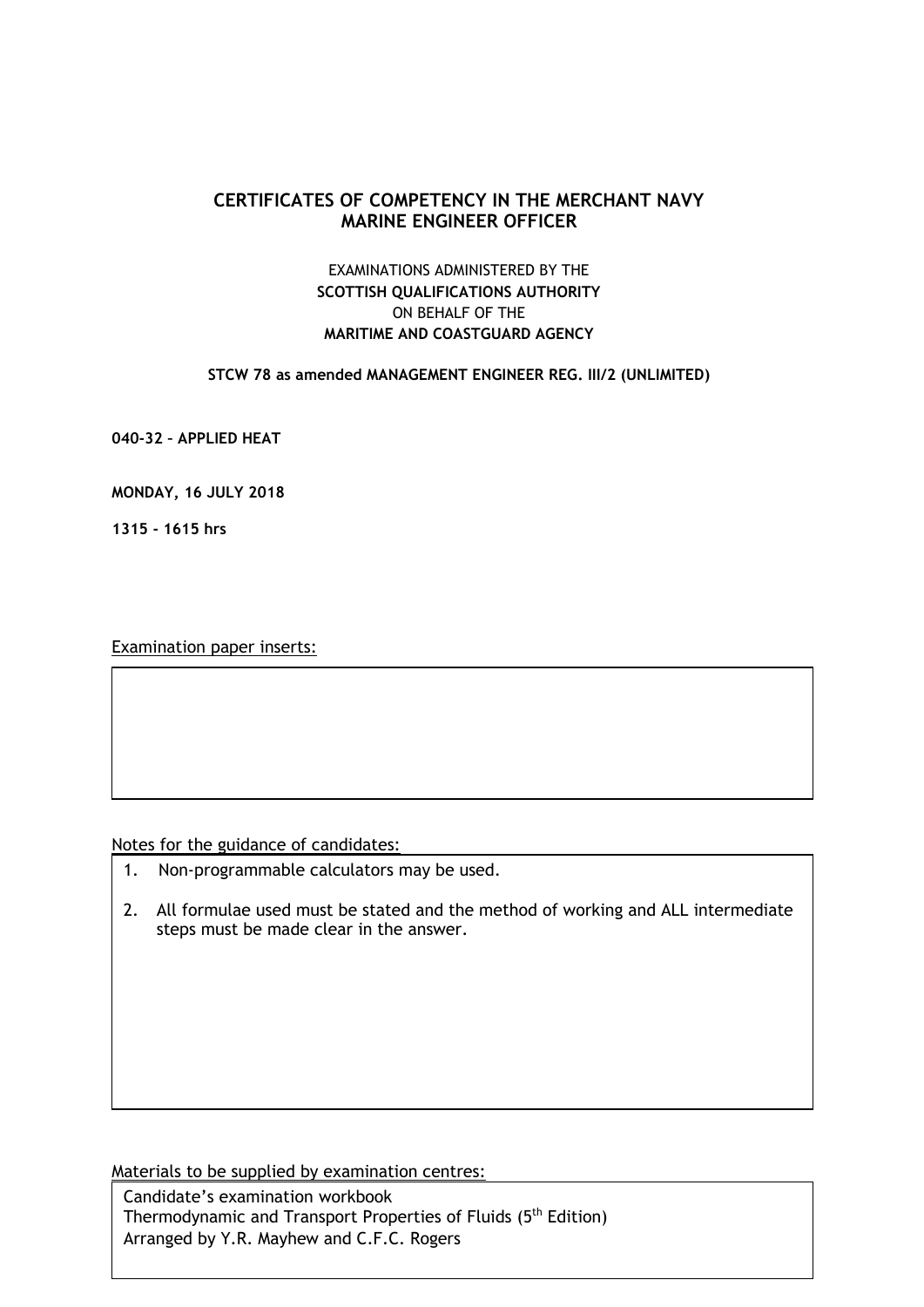# CERTIFICATES OF COMPETENCY IN THE MERCHANT NAVY
# MARINE ENGINEER OFFICER

EXAMINATIONS ADMINISTERED BY THE
**SCOTTISH QUALIFICATIONS AUTHORITY**
ON BEHALF OF THE
**MARITIME AND COASTGUARD AGENCY**

**STCW 78 as amended MANAGEMENT ENGINEER REG. III/2 (UNLIMITED)**

**040-32 – APPLIED HEAT**

**MONDAY, 16 JULY 2018**

**1315 – 1615 hrs**

Examination paper inserts:

Notes for the guidance of candidates:

1. Non-programmable calculators may be used.
2. All formulae used must be stated and the method of working and ALL intermediate steps must be made clear in the answer.

Materials to be supplied by examination centres:

Candidate's examination workbook
Thermodynamic and Transport Properties of Fluids (5th Edition)
Arranged by Y.R. Mayhew and C.F.C. Rogers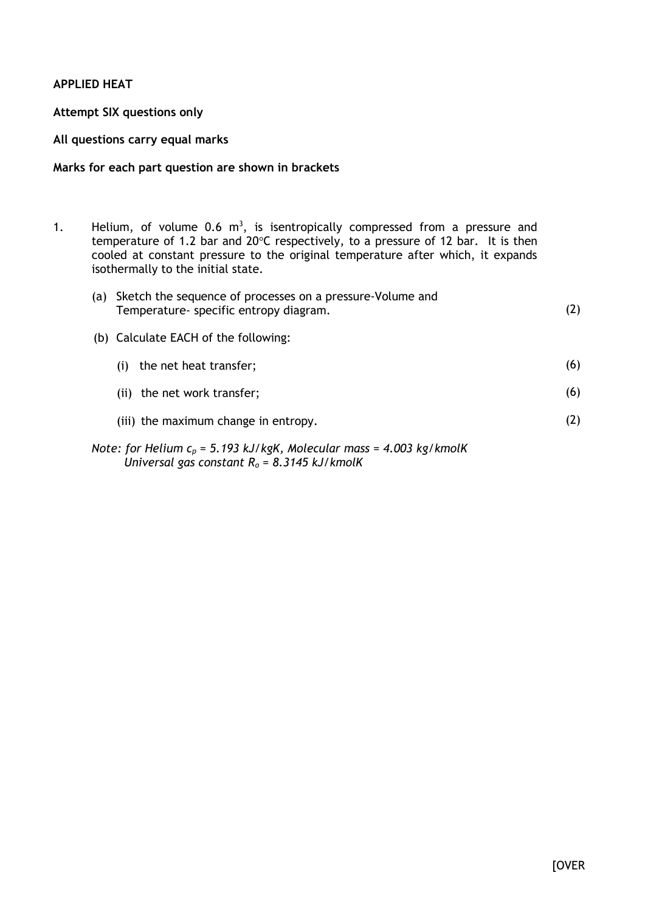**APPLIED HEAT**

**Attempt SIX questions only**

**All questions carry equal marks**

**Marks for each part question are shown in brackets**

1. Helium, of volume 0.6 $m^3$, is isentropically compressed from a pressure and temperature of 1.2 bar and 20°C respectively, to a pressure of 12 bar. It is then cooled at constant pressure to the original temperature after which, it expands isothermally to the initial state.

   (a) Sketch the sequence of processes on a pressure-Volume and Temperature- specific entropy diagram. (2)

   (b) Calculate EACH of the following:

   (i) the net heat transfer; (6)

   (ii) the net work transfer; (6)

   (iii) the maximum change in entropy. (2)

   *Note: for Helium $c_p$ = 5.193 kJ/kgK, Molecular mass = 4.003 kg/kmolK*
   *Universal gas constant $R_o$ = 8.3145 kJ/kmolK*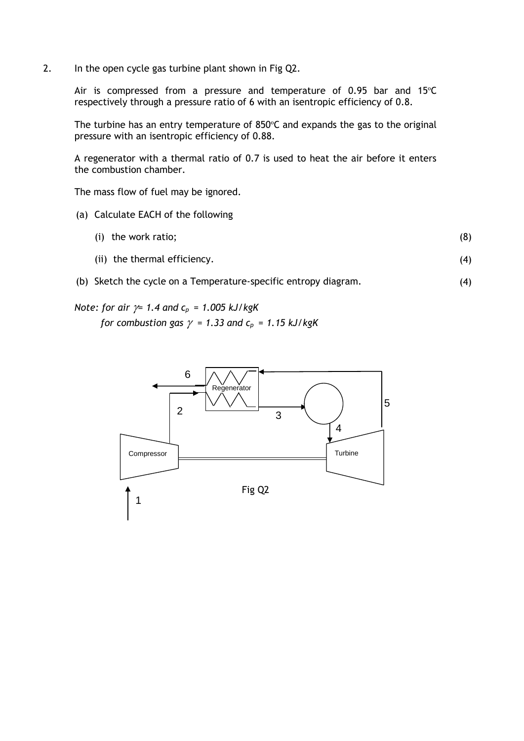2. In the open cycle gas turbine plant shown in Fig Q2.

   Air is compressed from a pressure and temperature of 0.95 bar and 15°C respectively through a pressure ratio of 6 with an isentropic efficiency of 0.8.

   The turbine has an entry temperature of 850°C and expands the gas to the original pressure with an isentropic efficiency of 0.88.

   A regenerator with a thermal ratio of 0.7 is used to heat the air before it enters the combustion chamber.

   The mass flow of fuel may be ignored.

   (a) Calculate EACH of the following

      (i) the work ratio; (8)

      (ii) the thermal efficiency. (4)

   (b) Sketch the cycle on a Temperature-specific entropy diagram. (4)

*Note: for air $\gamma = 1.4$ and $c_p$ = 1.005 kJ/kgK*

*for combustion gas $\gamma$ = 1.33 and $c_p$ = 1.15 kJ/kgK*

6

Regenerator

5

2

3

4

Compressor

Turbine

1

Fig Q2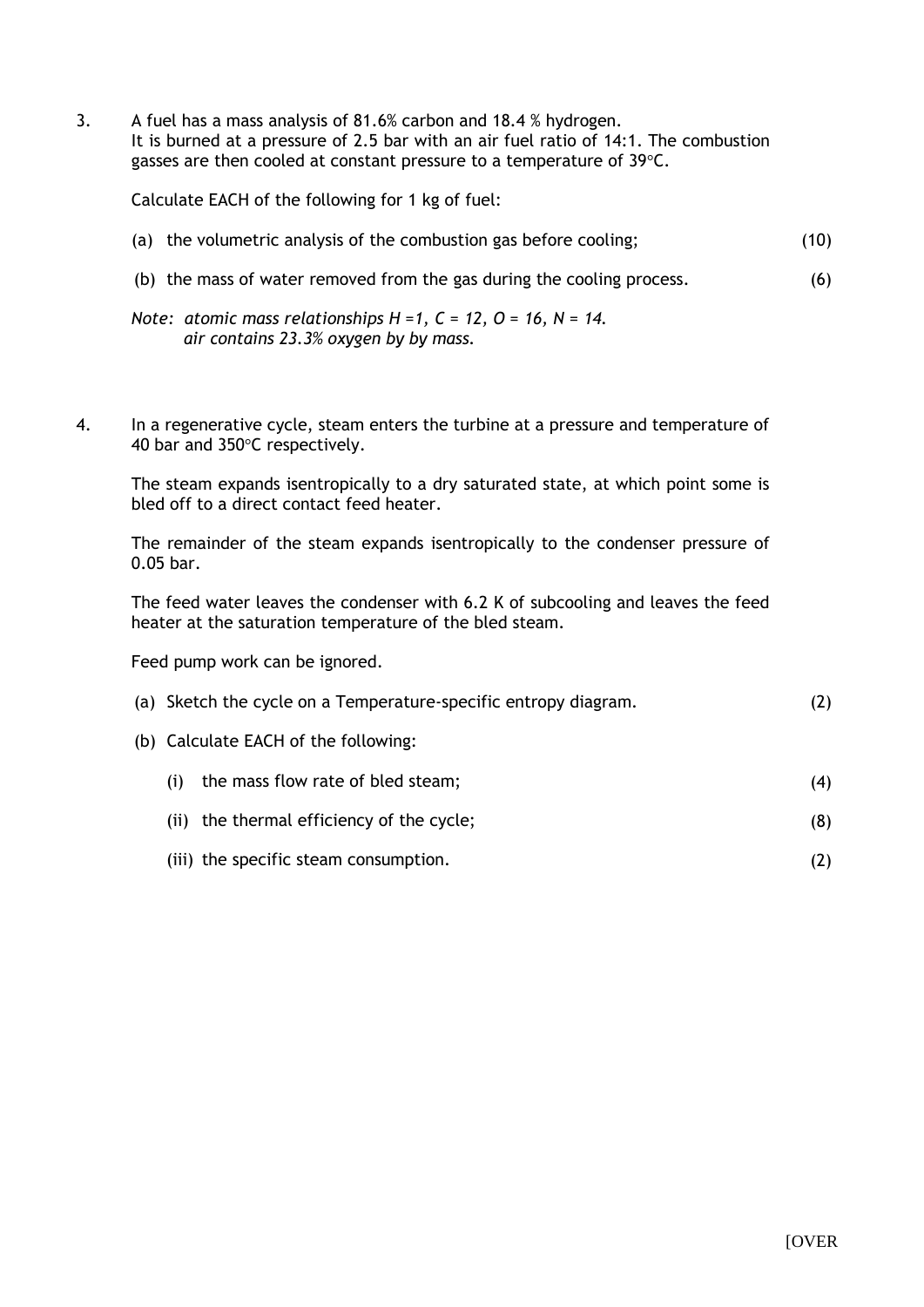3. A fuel has a mass analysis of 81.6% carbon and 18.4 % hydrogen.
It is burned at a pressure of 2.5 bar with an air fuel ratio of 14:1. The combustion gasses are then cooled at constant pressure to a temperature of 39°C.

Calculate EACH of the following for 1 kg of fuel:

(a) the volumetric analysis of the combustion gas before cooling; (10)

(b) the mass of water removed from the gas during the cooling process. (6)

*Note: atomic mass relationships H =1, C = 12, O = 16, N = 14.*
*air contains 23.3% oxygen by by mass.*

4. In a regenerative cycle, steam enters the turbine at a pressure and temperature of 40 bar and 350°C respectively.

The steam expands isentropically to a dry saturated state, at which point some is bled off to a direct contact feed heater.

The remainder of the steam expands isentropically to the condenser pressure of 0.05 bar.

The feed water leaves the condenser with 6.2 K of subcooling and leaves the feed heater at the saturation temperature of the bled steam.

Feed pump work can be ignored.

(a) Sketch the cycle on a Temperature-specific entropy diagram. (2)

(b) Calculate EACH of the following:

(i) the mass flow rate of bled steam; (4)

(ii) the thermal efficiency of the cycle; (8)

(iii) the specific steam consumption. (2)

[OVER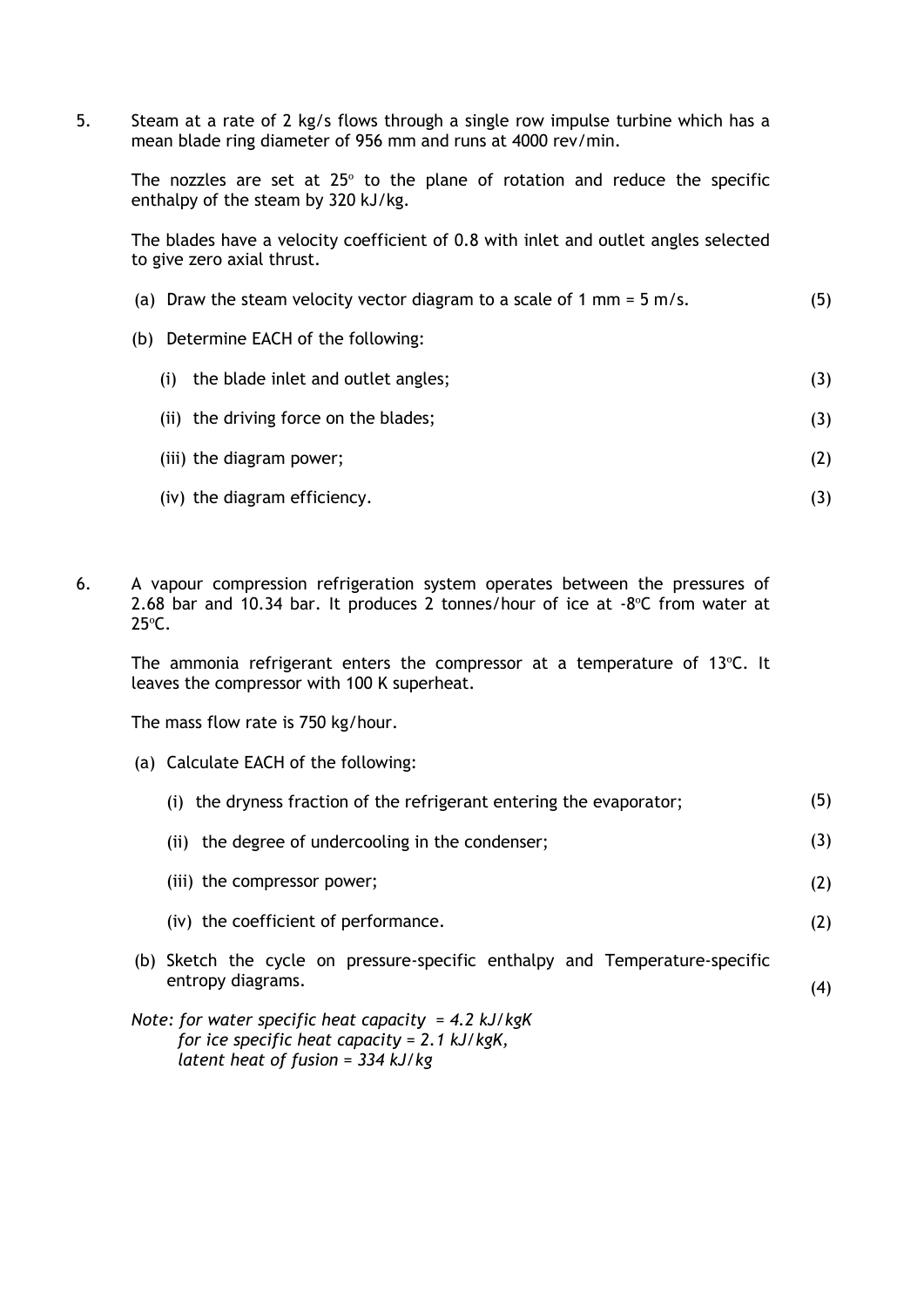5. Steam at a rate of 2 kg/s flows through a single row impulse turbine which has a mean blade ring diameter of 956 mm and runs at 4000 rev/min.

   The nozzles are set at 25° to the plane of rotation and reduce the specific enthalpy of the steam by 320 kJ/kg.

   The blades have a velocity coefficient of 0.8 with inlet and outlet angles selected to give zero axial thrust.

   (a) Draw the steam velocity vector diagram to a scale of 1 mm = 5 m/s. (5)

   (b) Determine EACH of the following:

   (i) the blade inlet and outlet angles; (3)

   (ii) the driving force on the blades; (3)

   (iii) the diagram power; (2)

   (iv) the diagram efficiency. (3)

6. A vapour compression refrigeration system operates between the pressures of 2.68 bar and 10.34 bar. It produces 2 tonnes/hour of ice at -8°C from water at 25°C.

   The ammonia refrigerant enters the compressor at a temperature of 13°C. It leaves the compressor with 100 K superheat.

   The mass flow rate is 750 kg/hour.

   (a) Calculate EACH of the following:

   (i) the dryness fraction of the refrigerant entering the evaporator; (5)

   (ii) the degree of undercooling in the condenser; (3)

   (iii) the compressor power; (2)

   (iv) the coefficient of performance. (2)

   (b) Sketch the cycle on pressure-specific enthalpy and Temperature-specific entropy diagrams. (4)

   *Note: for water specific heat capacity = 4.2 kJ/kgK*
   *for ice specific heat capacity = 2.1 kJ/kgK,*
   *latent heat of fusion = 334 kJ/kg*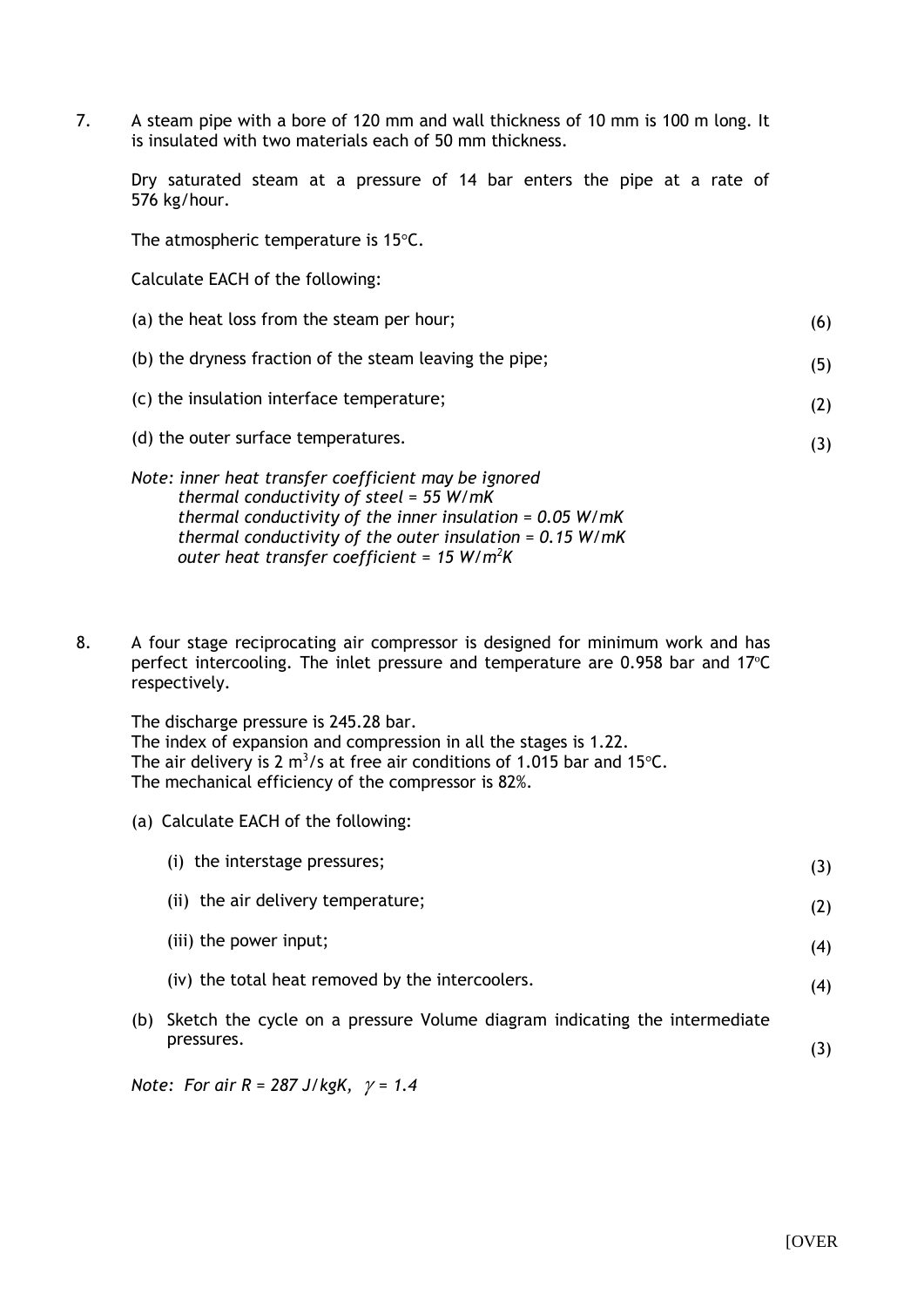7. A steam pipe with a bore of 120 mm and wall thickness of 10 mm is 100 m long. It is insulated with two materials each of 50 mm thickness.

   Dry saturated steam at a pressure of 14 bar enters the pipe at a rate of 576 kg/hour.

   The atmospheric temperature is 15°C.

   Calculate EACH of the following:

   (a) the heat loss from the steam per hour; (6)

   (b) the dryness fraction of the steam leaving the pipe; (5)

   (c) the insulation interface temperature; (2)

   (d) the outer surface temperatures. (3)

   *Note: inner heat transfer coefficient may be ignored*
   *thermal conductivity of steel = 55 W/mK*
   *thermal conductivity of the inner insulation = 0.05 W/mK*
   *thermal conductivity of the outer insulation = 0.15 W/mK*
   *outer heat transfer coefficient = 15 W/m$^2$K*

8. A four stage reciprocating air compressor is designed for minimum work and has perfect intercooling. The inlet pressure and temperature are 0.958 bar and 17°C respectively.

   The discharge pressure is 245.28 bar.
   The index of expansion and compression in all the stages is 1.22.
   The air delivery is 2 m$^3$/s at free air conditions of 1.015 bar and 15°C.
   The mechanical efficiency of the compressor is 82%.

   (a) Calculate EACH of the following:

   (i) the interstage pressures; (3)

   (ii) the air delivery temperature; (2)

   (iii) the power input; (4)

   (iv) the total heat removed by the intercoolers. (4)

   (b) Sketch the cycle on a pressure Volume diagram indicating the intermediate pressures. (3)

   *Note: For air R = 287 J/kgK, $\gamma$ = 1.4*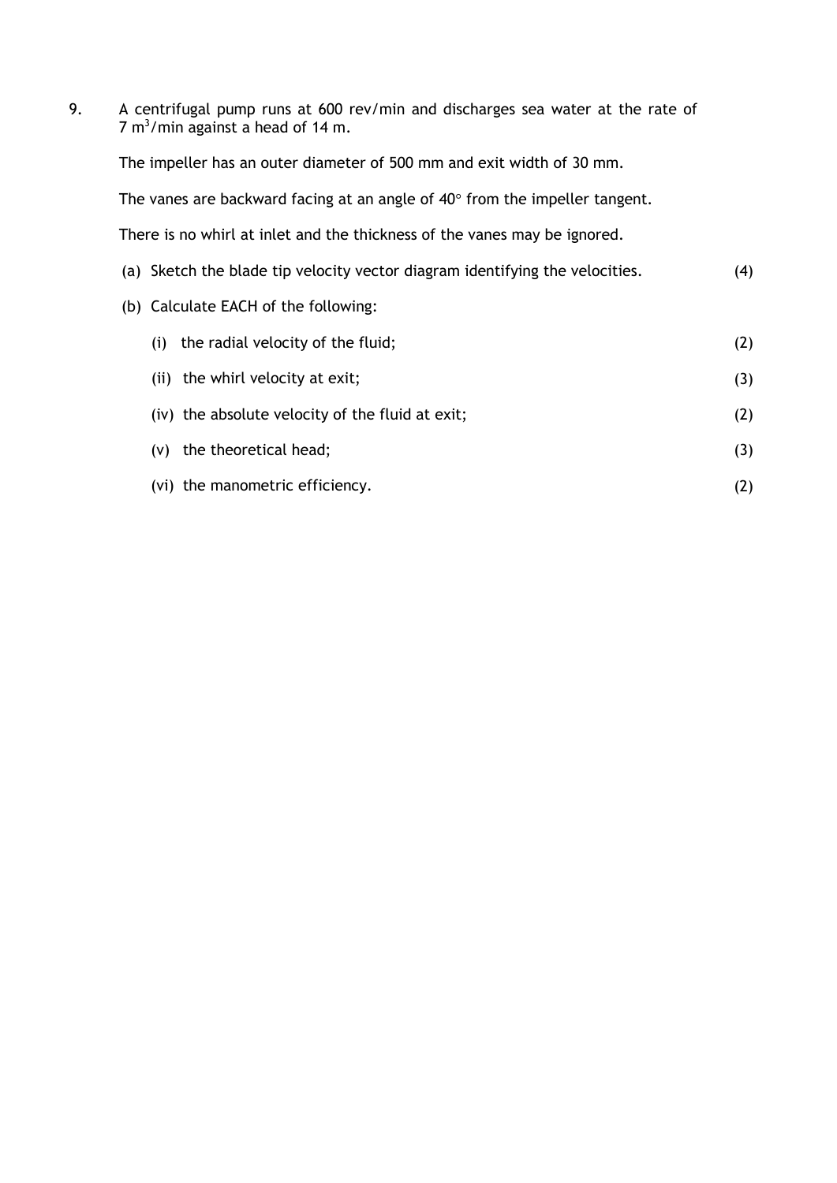9. A centrifugal pump runs at 600 rev/min and discharges sea water at the rate of 7 $m^3$/min against a head of 14 m.

   The impeller has an outer diameter of 500 mm and exit width of 30 mm.

   The vanes are backward facing at an angle of 40° from the impeller tangent.

   There is no whirl at inlet and the thickness of the vanes may be ignored.

   (a) Sketch the blade tip velocity vector diagram identifying the velocities. (4)

   (b) Calculate EACH of the following:

   (i) the radial velocity of the fluid; (2)

   (ii) the whirl velocity at exit; (3)

   (iv) the absolute velocity of the fluid at exit; (2)

   (v) the theoretical head; (3)

   (vi) the manometric efficiency. (2)